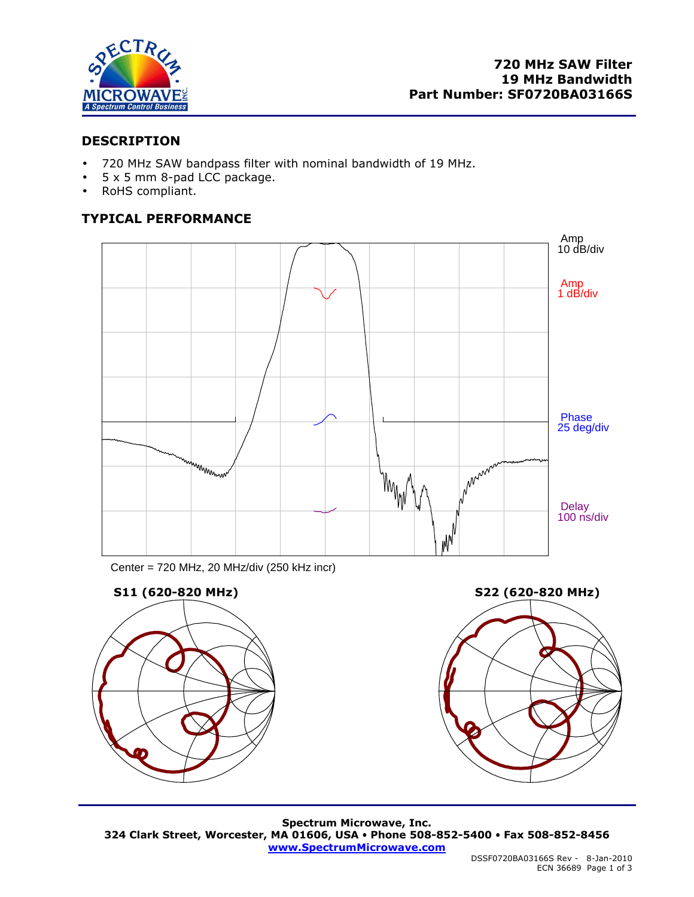**720 MHz SAW Filter**
**19 MHz Bandwidth**
**Part Number: SF0720BA03166S**

## DESCRIPTION

- 720 MHz SAW bandpass filter with nominal bandwidth of 19 MHz.
- 5 x 5 mm 8-pad LCC package.
- RoHS compliant.

## TYPICAL PERFORMANCE

Amp 10 dB/div

Amp 1 dB/div

Phase 25 deg/div

Delay 100 ns/div

Center = 720 MHz, 20 MHz/div (250 kHz incr)

**S11 (620-820 MHz)**

**S22 (620-820 MHz)**

**Spectrum Microwave, Inc.**
**324 Clark Street, Worcester, MA 01606, USA • Phone 508-852-5400 • Fax 508-852-8456**
**www.SpectrumMicrowave.com**

DSSF0720BA03166S Rev - 8-Jan-2010
ECN 36689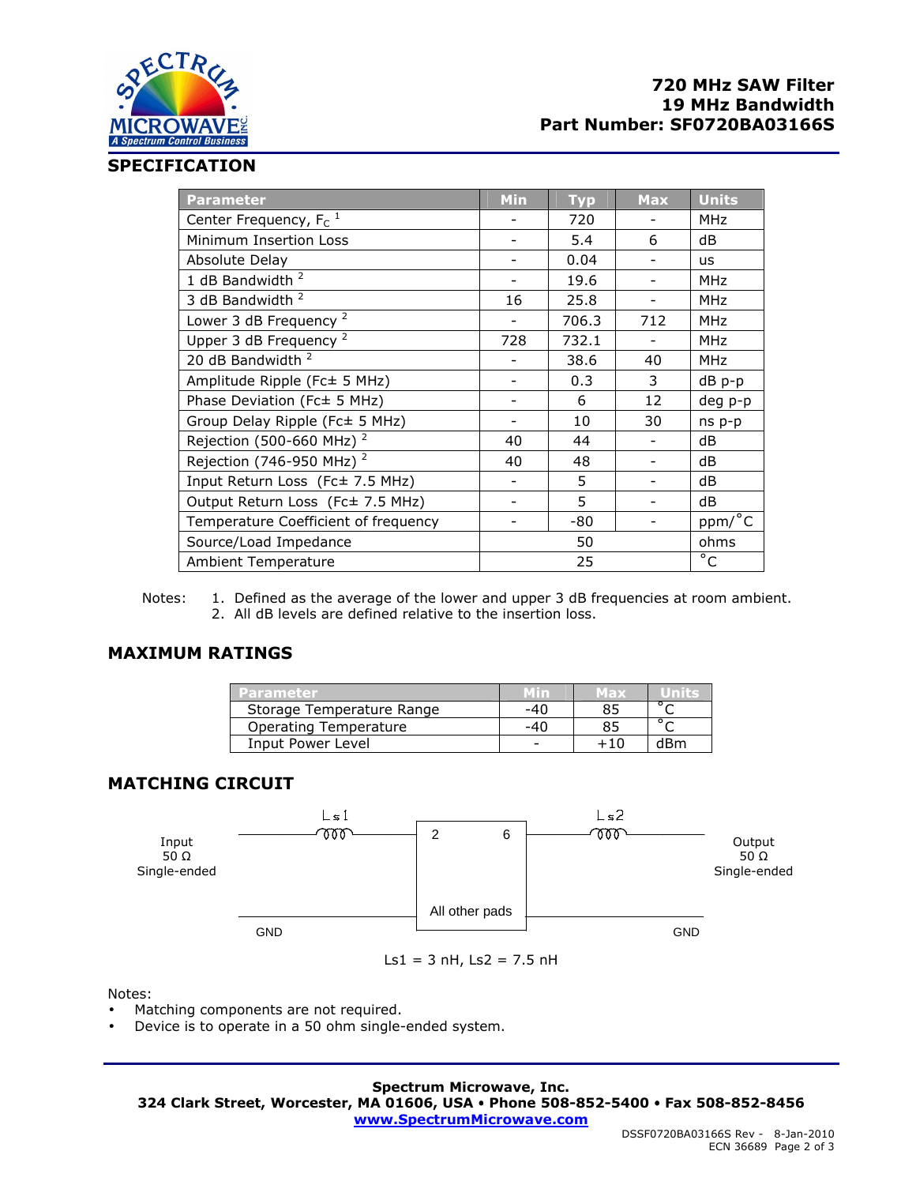**720 MHz SAW Filter**
**19 MHz Bandwidth**
**Part Number: SF0720BA03166S**

## SPECIFICATION

| Parameter | Min | Typ | Max | Units |
|---|---|---|---|---|
| Center Frequency, $F_C$ [1] | - | 720 | - | MHz |
| Minimum Insertion Loss | - | 5.4 | 6 | dB |
| Absolute Delay | - | 0.04 | - | us |
| 1 dB Bandwidth [2] | - | 19.6 | - | MHz |
| 3 dB Bandwidth [2] | 16 | 25.8 | - | MHz |
| Lower 3 dB Frequency [2] | - | 706.3 | 712 | MHz |
| Upper 3 dB Frequency [2] | 728 | 732.1 | - | MHz |
| 20 dB Bandwidth [2] | - | 38.6 | 40 | MHz |
| Amplitude Ripple (Fc± 5 MHz) | - | 0.3 | 3 | dB p-p |
| Phase Deviation (Fc± 5 MHz) | - | 6 | 12 | deg p-p |
| Group Delay Ripple (Fc± 5 MHz) | - | 10 | 30 | ns p-p |
| Rejection (500-660 MHz) [2] | 40 | 44 | - | dB |
| Rejection (746-950 MHz) [2] | 40 | 48 | - | dB |
| Input Return Loss (Fc± 7.5 MHz) | - | 5 | - | dB |
| Output Return Loss (Fc± 7.5 MHz) | - | 5 | - | dB |
| Temperature Coefficient of frequency | - | -80 | - | ppm/°C |
| Source/Load Impedance | | 50 | | ohms |
| Ambient Temperature | | 25 | | °C |

Notes:
1. Defined as the average of the lower and upper 3 dB frequencies at room ambient.
2. All dB levels are defined relative to the insertion loss.

## MAXIMUM RATINGS

| Parameter | Min | Max | Units |
|---|---|---|---|
| Storage Temperature Range | -40 | 85 | °C |
| Operating Temperature | -40 | 85 | °C |
| Input Power Level | - | +10 | dBm |

## MATCHING CIRCUIT

Input 50 Ω Single-ended — Ls1 — pin 2 [SAW filter, All other pads to GND] pin 6 — Ls2 — Output 50 Ω Single-ended

Ls1 = 3 nH, Ls2 = 7.5 nH

Notes:
- Matching components are not required.
- Device is to operate in a 50 ohm single-ended system.

**Spectrum Microwave, Inc.**
**324 Clark Street, Worcester, MA 01606, USA • Phone 508-852-5400 • Fax 508-852-8456**
**www.SpectrumMicrowave.com**

DSSF0720BA03166S Rev - 8-Jan-2010
ECN 36689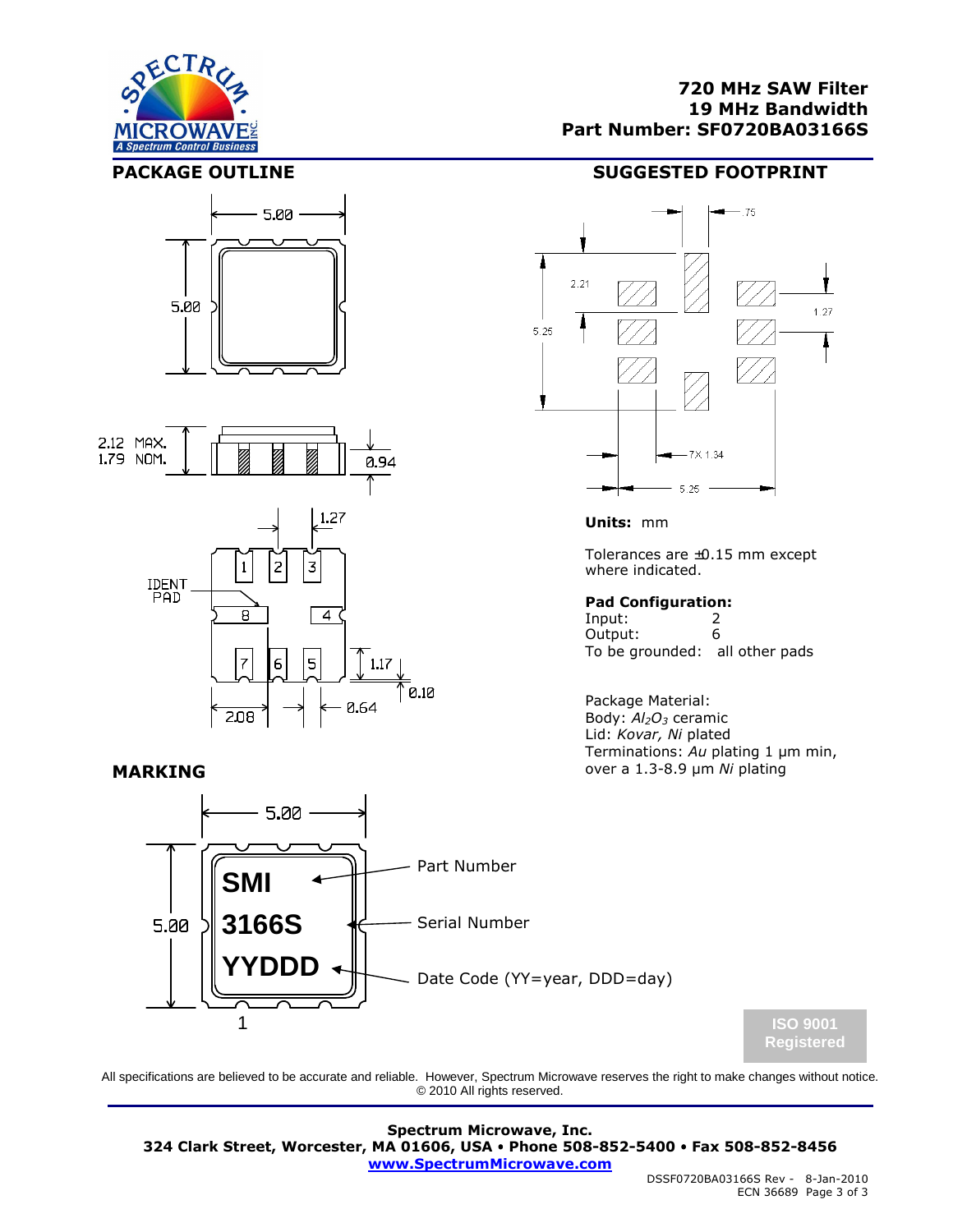**720 MHz SAW Filter**
**19 MHz Bandwidth**
**Part Number: SF0720BA03166S**

## PACKAGE OUTLINE

5.00

5.00

2.12 MAX.
1.79 NOM.

0.94

1.27

IDENT PAD

1 2 3
8 4
7 6 5

1.17

0.10

2.08

0.64

## SUGGESTED FOOTPRINT

.75

2.21

1.27

5.25

7X 1.34

5.25

**Units:** mm

Tolerances are ±0.15 mm except where indicated.

**Pad Configuration:**

Input: 2
Output: 6
To be grounded: all other pads

Package Material:
Body: $Al_2O_3$ ceramic
Lid: *Kovar, Ni* plated
Terminations: *Au* plating 1 µm min, over a 1.3-8.9 µm *Ni* plating

## MARKING

5.00

5.00

SMI — Part Number
3166S — Serial Number
YYDDD — Date Code (YY=year, DDD=day)

1

ISO 9001 Registered

All specifications are believed to be accurate and reliable. However, Spectrum Microwave reserves the right to make changes without notice.
© 2010 All rights reserved.

**Spectrum Microwave, Inc.**
**324 Clark Street, Worcester, MA 01606, USA • Phone 508-852-5400 • Fax 508-852-8456**
**www.SpectrumMicrowave.com**

DSSF0720BA03166S Rev - 8-Jan-2010
ECN 36689